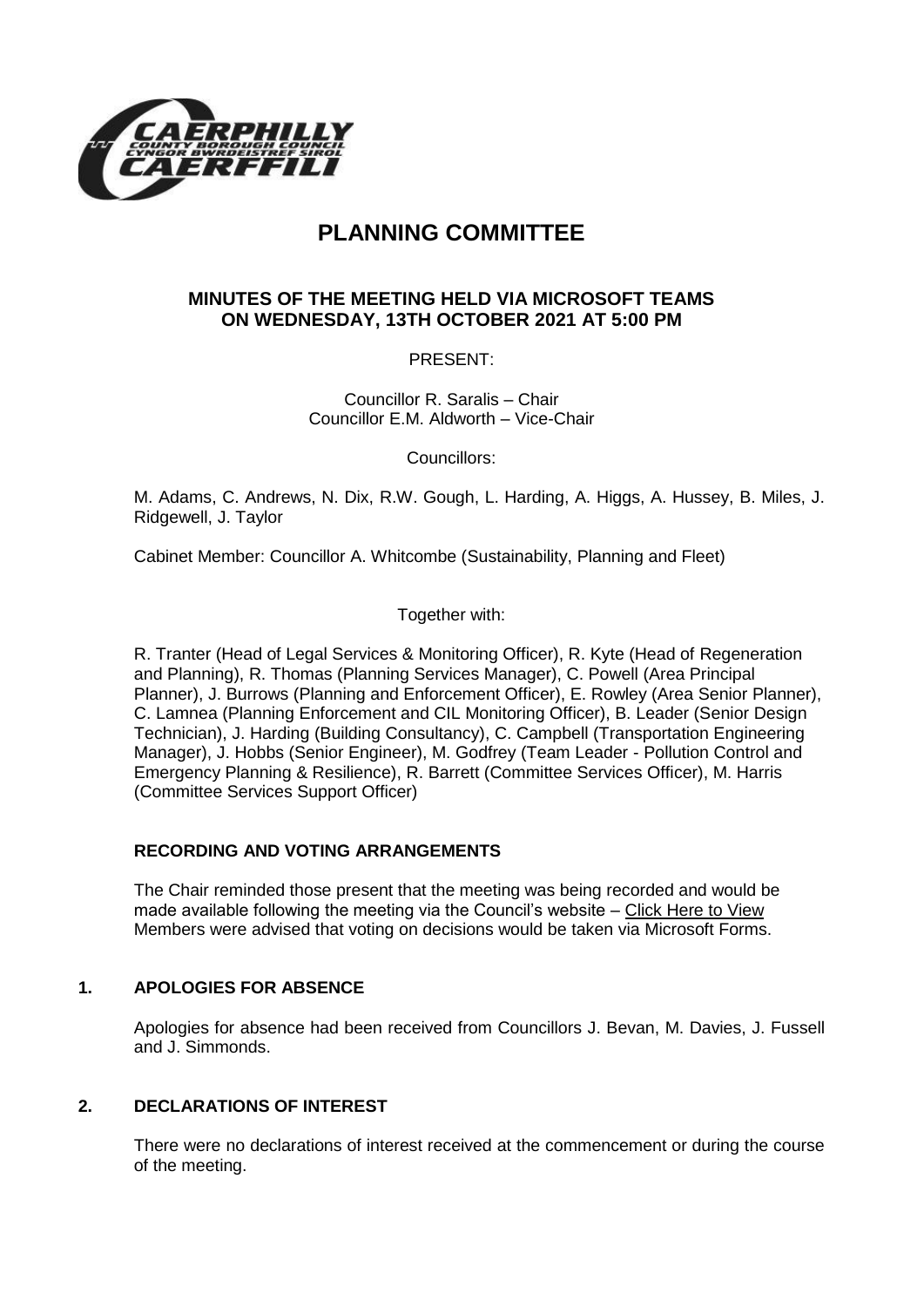# PLANNING COMMITTEE

## MINUTES OF THE MEETING HELD VIA MICROSOFT TEAMS ON WEDNESDAY, 13TH OCTOBER 2021 AT 5:00 PM

PRESENT:

Councillor R. Saralis – Chair
Councillor E.M. Aldworth – Vice-Chair

Councillors:

M. Adams, C. Andrews, N. Dix, R.W. Gough, L. Harding, A. Higgs, A. Hussey, B. Miles, J. Ridgewell, J. Taylor

Cabinet Member: Councillor A. Whitcombe (Sustainability, Planning and Fleet)

Together with:

R. Tranter (Head of Legal Services & Monitoring Officer), R. Kyte (Head of Regeneration and Planning), R. Thomas (Planning Services Manager), C. Powell (Area Principal Planner), J. Burrows (Planning and Enforcement Officer), E. Rowley (Area Senior Planner), C. Lamnea (Planning Enforcement and CIL Monitoring Officer), B. Leader (Senior Design Technician), J. Harding (Building Consultancy), C. Campbell (Transportation Engineering Manager), J. Hobbs (Senior Engineer), M. Godfrey (Team Leader - Pollution Control and Emergency Planning & Resilience), R. Barrett (Committee Services Officer), M. Harris (Committee Services Support Officer)

### RECORDING AND VOTING ARRANGEMENTS

The Chair reminded those present that the meeting was being recorded and would be made available following the meeting via the Council's website – Click Here to View Members were advised that voting on decisions would be taken via Microsoft Forms.

### 1. APOLOGIES FOR ABSENCE

Apologies for absence had been received from Councillors J. Bevan, M. Davies, J. Fussell and J. Simmonds.

### 2. DECLARATIONS OF INTEREST

There were no declarations of interest received at the commencement or during the course of the meeting.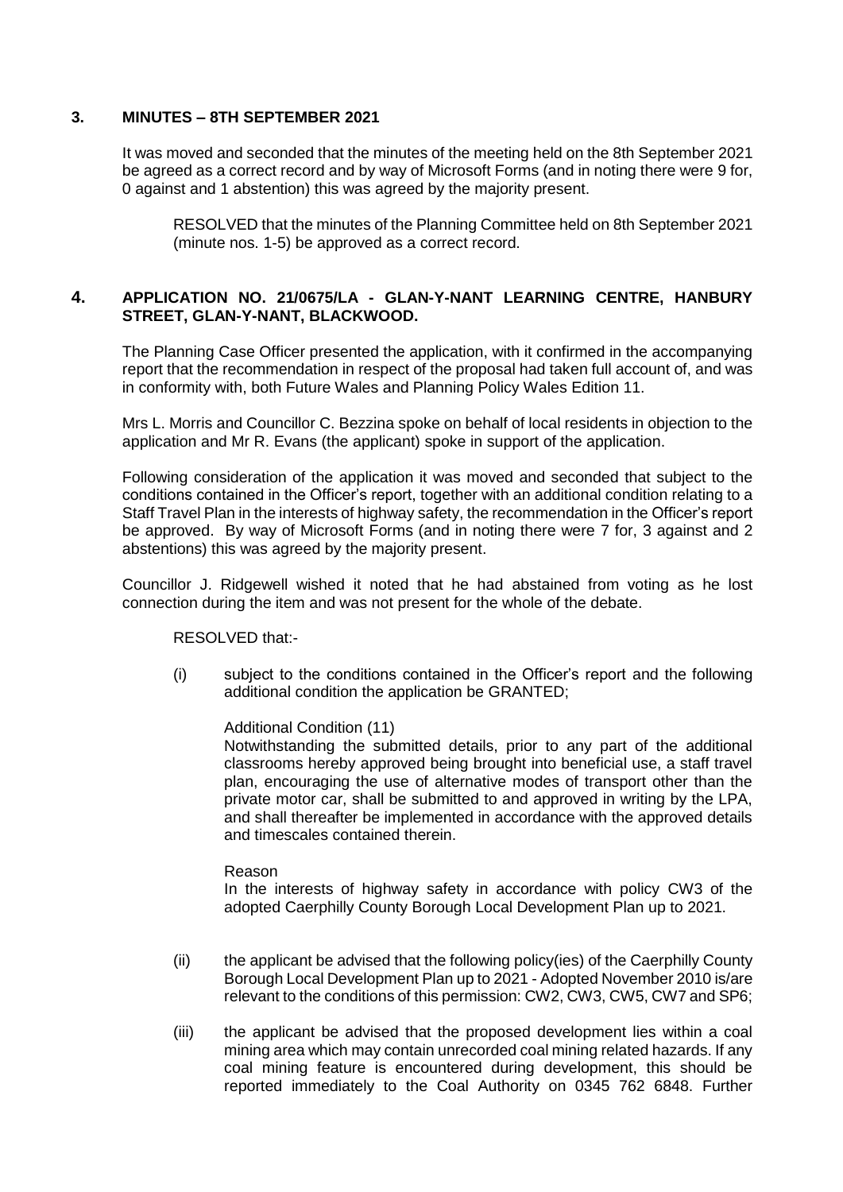## 3. MINUTES – 8TH SEPTEMBER 2021

It was moved and seconded that the minutes of the meeting held on the 8th September 2021 be agreed as a correct record and by way of Microsoft Forms (and in noting there were 9 for, 0 against and 1 abstention) this was agreed by the majority present.

RESOLVED that the minutes of the Planning Committee held on 8th September 2021 (minute nos. 1-5) be approved as a correct record.

## 4. APPLICATION NO. 21/0675/LA - GLAN-Y-NANT LEARNING CENTRE, HANBURY STREET, GLAN-Y-NANT, BLACKWOOD.

The Planning Case Officer presented the application, with it confirmed in the accompanying report that the recommendation in respect of the proposal had taken full account of, and was in conformity with, both Future Wales and Planning Policy Wales Edition 11.

Mrs L. Morris and Councillor C. Bezzina spoke on behalf of local residents in objection to the application and Mr R. Evans (the applicant) spoke in support of the application.

Following consideration of the application it was moved and seconded that subject to the conditions contained in the Officer's report, together with an additional condition relating to a Staff Travel Plan in the interests of highway safety, the recommendation in the Officer's report be approved. By way of Microsoft Forms (and in noting there were 7 for, 3 against and 2 abstentions) this was agreed by the majority present.

Councillor J. Ridgewell wished it noted that he had abstained from voting as he lost connection during the item and was not present for the whole of the debate.

RESOLVED that:-

(i) subject to the conditions contained in the Officer's report and the following additional condition the application be GRANTED;

Additional Condition (11)
Notwithstanding the submitted details, prior to any part of the additional classrooms hereby approved being brought into beneficial use, a staff travel plan, encouraging the use of alternative modes of transport other than the private motor car, shall be submitted to and approved in writing by the LPA, and shall thereafter be implemented in accordance with the approved details and timescales contained therein.

Reason
In the interests of highway safety in accordance with policy CW3 of the adopted Caerphilly County Borough Local Development Plan up to 2021.

(ii) the applicant be advised that the following policy(ies) of the Caerphilly County Borough Local Development Plan up to 2021 - Adopted November 2010 is/are relevant to the conditions of this permission: CW2, CW3, CW5, CW7 and SP6;

(iii) the applicant be advised that the proposed development lies within a coal mining area which may contain unrecorded coal mining related hazards. If any coal mining feature is encountered during development, this should be reported immediately to the Coal Authority on 0345 762 6848. Further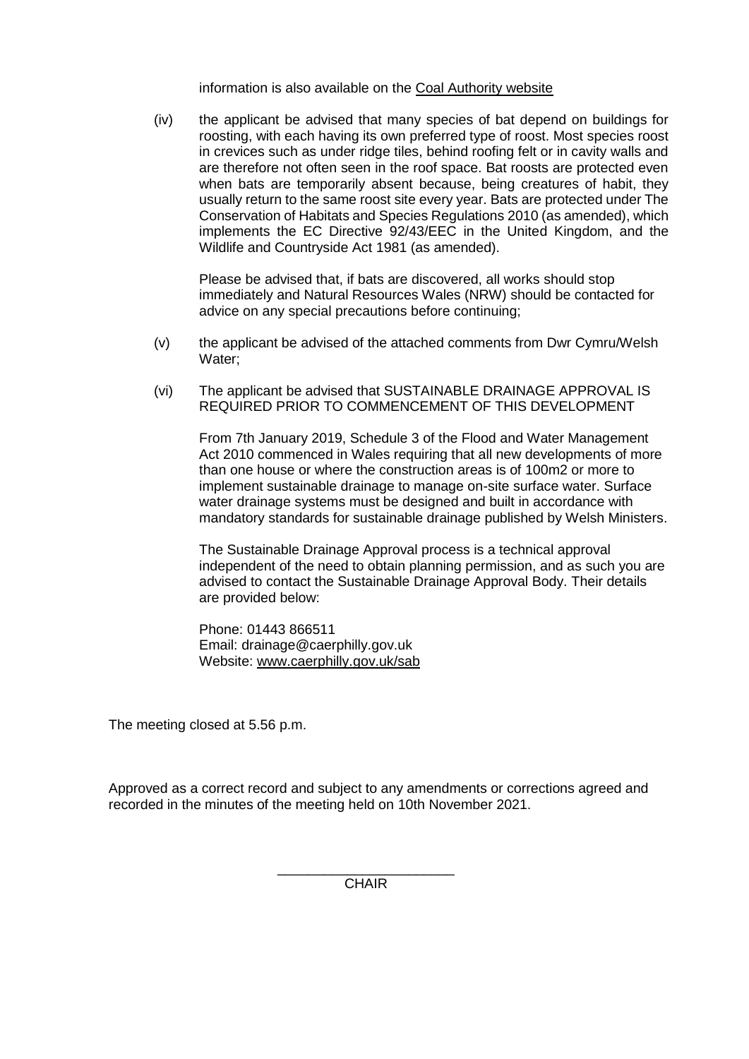information is also available on the Coal Authority website

(iv) the applicant be advised that many species of bat depend on buildings for roosting, with each having its own preferred type of roost. Most species roost in crevices such as under ridge tiles, behind roofing felt or in cavity walls and are therefore not often seen in the roof space. Bat roosts are protected even when bats are temporarily absent because, being creatures of habit, they usually return to the same roost site every year. Bats are protected under The Conservation of Habitats and Species Regulations 2010 (as amended), which implements the EC Directive 92/43/EEC in the United Kingdom, and the Wildlife and Countryside Act 1981 (as amended).

Please be advised that, if bats are discovered, all works should stop immediately and Natural Resources Wales (NRW) should be contacted for advice on any special precautions before continuing;

(v) the applicant be advised of the attached comments from Dwr Cymru/Welsh Water;

(vi) The applicant be advised that SUSTAINABLE DRAINAGE APPROVAL IS REQUIRED PRIOR TO COMMENCEMENT OF THIS DEVELOPMENT

From 7th January 2019, Schedule 3 of the Flood and Water Management Act 2010 commenced in Wales requiring that all new developments of more than one house or where the construction areas is of 100m2 or more to implement sustainable drainage to manage on-site surface water. Surface water drainage systems must be designed and built in accordance with mandatory standards for sustainable drainage published by Welsh Ministers.

The Sustainable Drainage Approval process is a technical approval independent of the need to obtain planning permission, and as such you are advised to contact the Sustainable Drainage Approval Body. Their details are provided below:

Phone: 01443 866511
Email: drainage@caerphilly.gov.uk
Website: www.caerphilly.gov.uk/sab

The meeting closed at 5.56 p.m.

Approved as a correct record and subject to any amendments or corrections agreed and recorded in the minutes of the meeting held on 10th November 2021.

_______________________
CHAIR